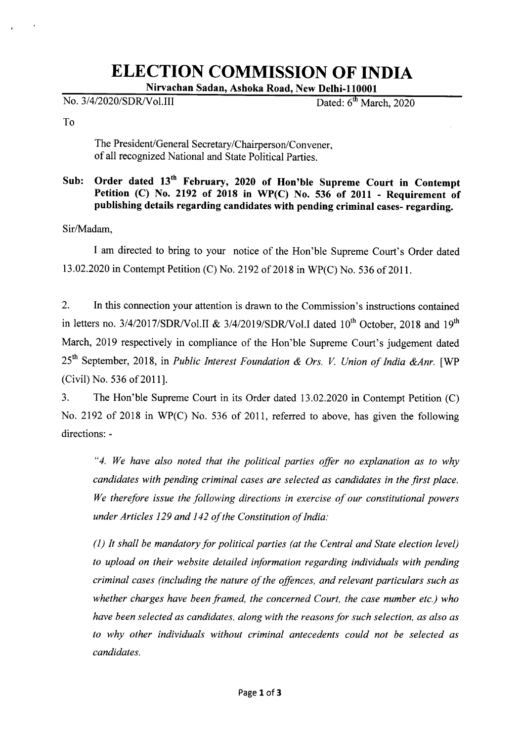# ELECTION COMMISSION OF INDIA

**Nirvachan Sadan, Ashoka Road, New Delhi-110001**

No. 3/4/2020/SDR/Vol.III — Dated: 6th March, 2020

To

The President/General Secretary/Chairperson/Convener,
of all recognized National and State Political Parties.

**Sub: Order dated 13th February, 2020 of Hon'ble Supreme Court in Contempt Petition (C) No. 2192 of 2018 in WP(C) No. 536 of 2011 - Requirement of publishing details regarding candidates with pending criminal cases- regarding.**

Sir/Madam,

I am directed to bring to your notice of the Hon'ble Supreme Court's Order dated 13.02.2020 in Contempt Petition (C) No. 2192 of 2018 in WP(C) No. 536 of 2011.

2. In this connection your attention is drawn to the Commission's instructions contained in letters no. 3/4/2017/SDR/Vol.II & 3/4/2019/SDR/Vol.I dated 10th October, 2018 and 19th March, 2019 respectively in compliance of the Hon'ble Supreme Court's judgement dated 25th September, 2018, in *Public Interest Foundation & Ors. V. Union of India &Anr.* [WP (Civil) No. 536 of 2011].

3. The Hon'ble Supreme Court in its Order dated 13.02.2020 in Contempt Petition (C) No. 2192 of 2018 in WP(C) No. 536 of 2011, referred to above, has given the following directions: -

> *"4. We have also noted that the political parties offer no explanation as to why candidates with pending criminal cases are selected as candidates in the first place. We therefore issue the following directions in exercise of our constitutional powers under Articles 129 and 142 of the Constitution of India:*
>
> *(1) It shall be mandatory for political parties (at the Central and State election level) to upload on their website detailed information regarding individuals with pending criminal cases (including the nature of the offences, and relevant particulars such as whether charges have been framed, the concerned Court, the case number etc.) who have been selected as candidates, along with the reasons for such selection, as also as to why other individuals without criminal antecedents could not be selected as candidates.*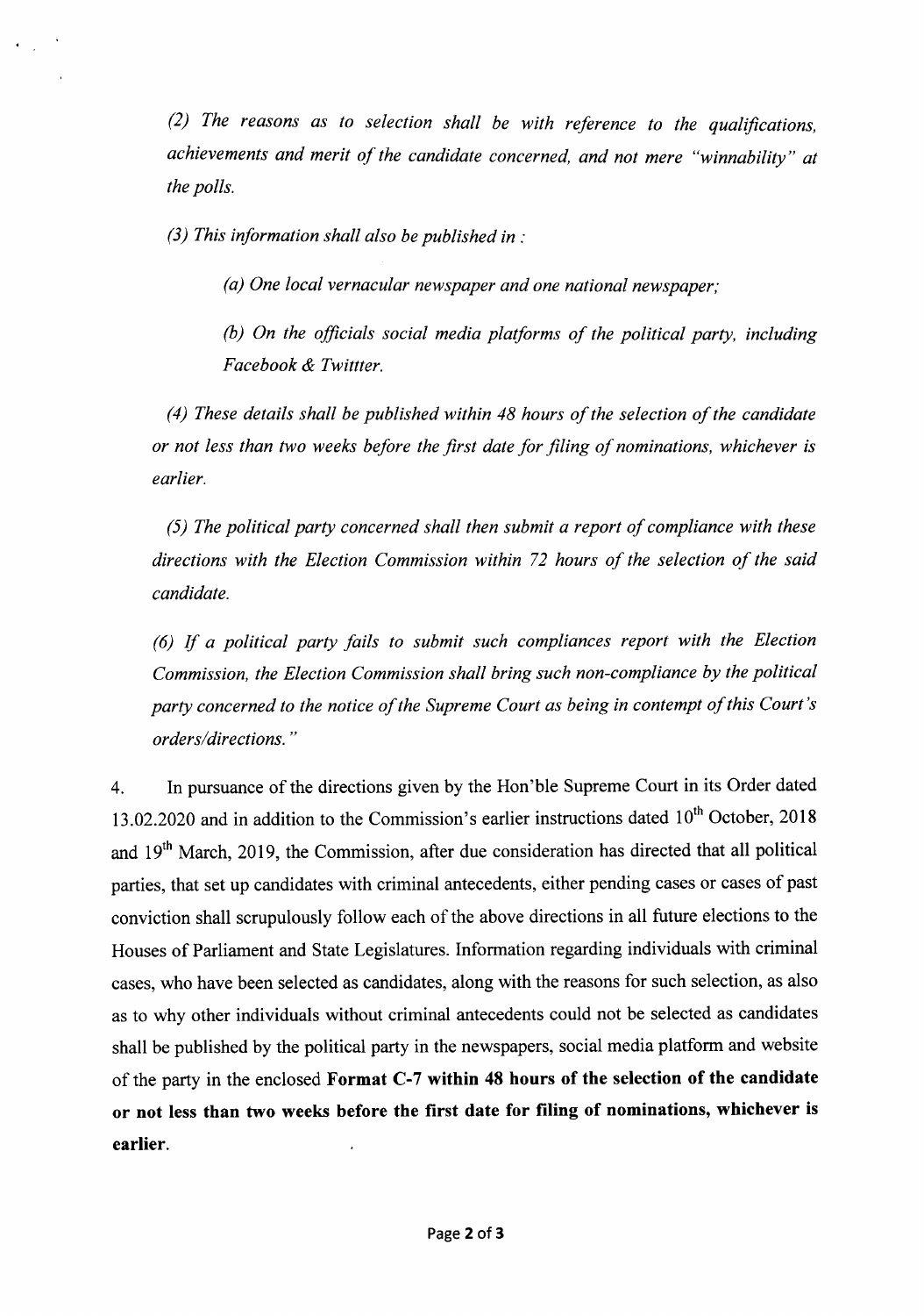*(2) The reasons as to selection shall be with reference to the qualifications, achievements and merit of the candidate concerned, and not mere "winnability" at the polls.*

*(3) This information shall also be published in :*

*(a) One local vernacular newspaper and one national newspaper;*

*(b) On the officials social media platforms of the political party, including Facebook & Twittter.*

*(4) These details shall be published within 48 hours of the selection of the candidate or not less than two weeks before the first date for filing of nominations, whichever is earlier.*

*(5) The political party concerned shall then submit a report of compliance with these directions with the Election Commission within 72 hours of the selection of the said candidate.*

*(6) If a political party fails to submit such compliances report with the Election Commission, the Election Commission shall bring such non-compliance by the political party concerned to the notice of the Supreme Court as being in contempt of this Court's orders/directions."*

4. In pursuance of the directions given by the Hon'ble Supreme Court in its Order dated 13.02.2020 and in addition to the Commission's earlier instructions dated 10th October, 2018 and 19th March, 2019, the Commission, after due consideration has directed that all political parties, that set up candidates with criminal antecedents, either pending cases or cases of past conviction shall scrupulously follow each of the above directions in all future elections to the Houses of Parliament and State Legislatures. Information regarding individuals with criminal cases, who have been selected as candidates, along with the reasons for such selection, as also as to why other individuals without criminal antecedents could not be selected as candidates shall be published by the political party in the newspapers, social media platform and website of the party in the enclosed **Format C-7 within 48 hours of the selection of the candidate or not less than two weeks before the first date for filing of nominations, whichever is earlier**.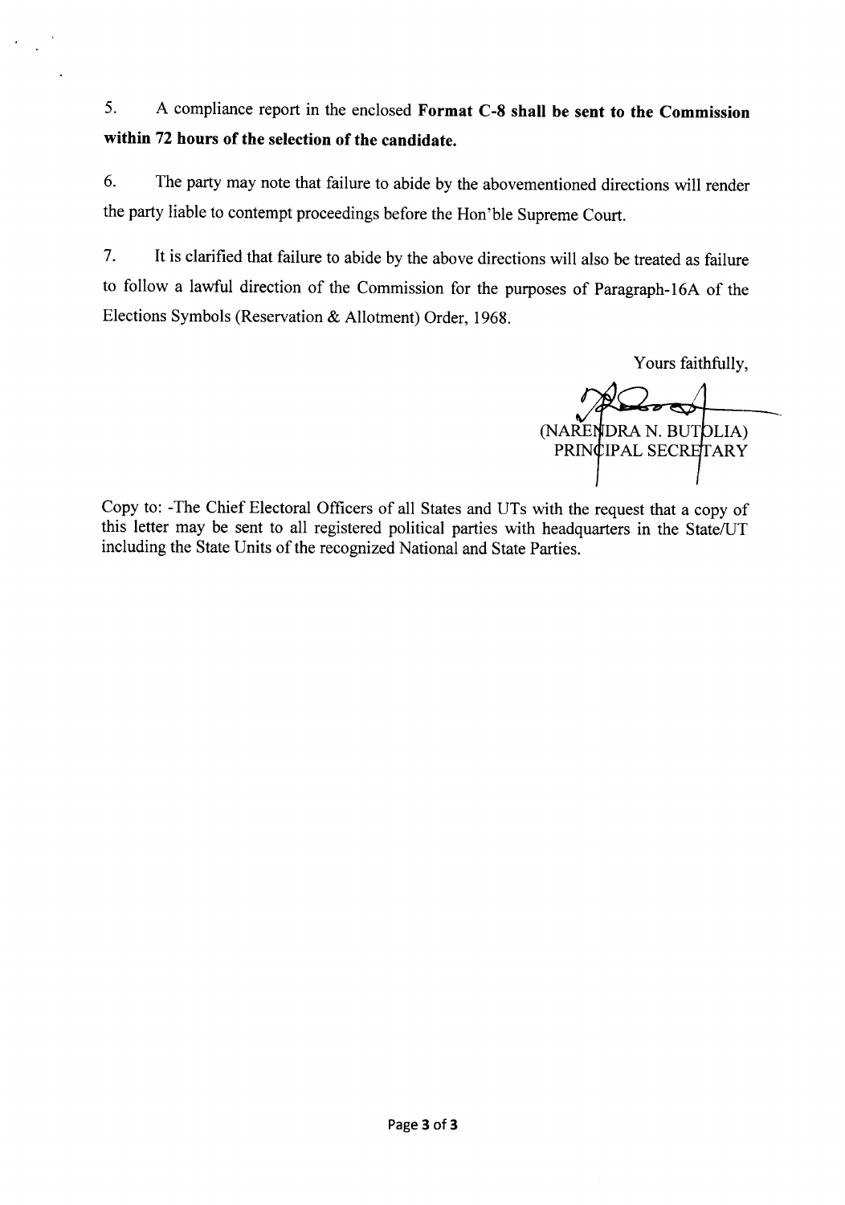5. A compliance report in the enclosed **Format C-8 shall be sent to the Commission within 72 hours of the selection of the candidate.**

6. The party may note that failure to abide by the abovementioned directions will render the party liable to contempt proceedings before the Hon'ble Supreme Court.

7. It is clarified that failure to abide by the above directions will also be treated as failure to follow a lawful direction of the Commission for the purposes of Paragraph-16A of the Elections Symbols (Reservation & Allotment) Order, 1968.

Yours faithfully,

(NARENDRA N. BUTOLIA)
PRINCIPAL SECRETARY

Copy to: -The Chief Electoral Officers of all States and UTs with the request that a copy of this letter may be sent to all registered political parties with headquarters in the State/UT including the State Units of the recognized National and State Parties.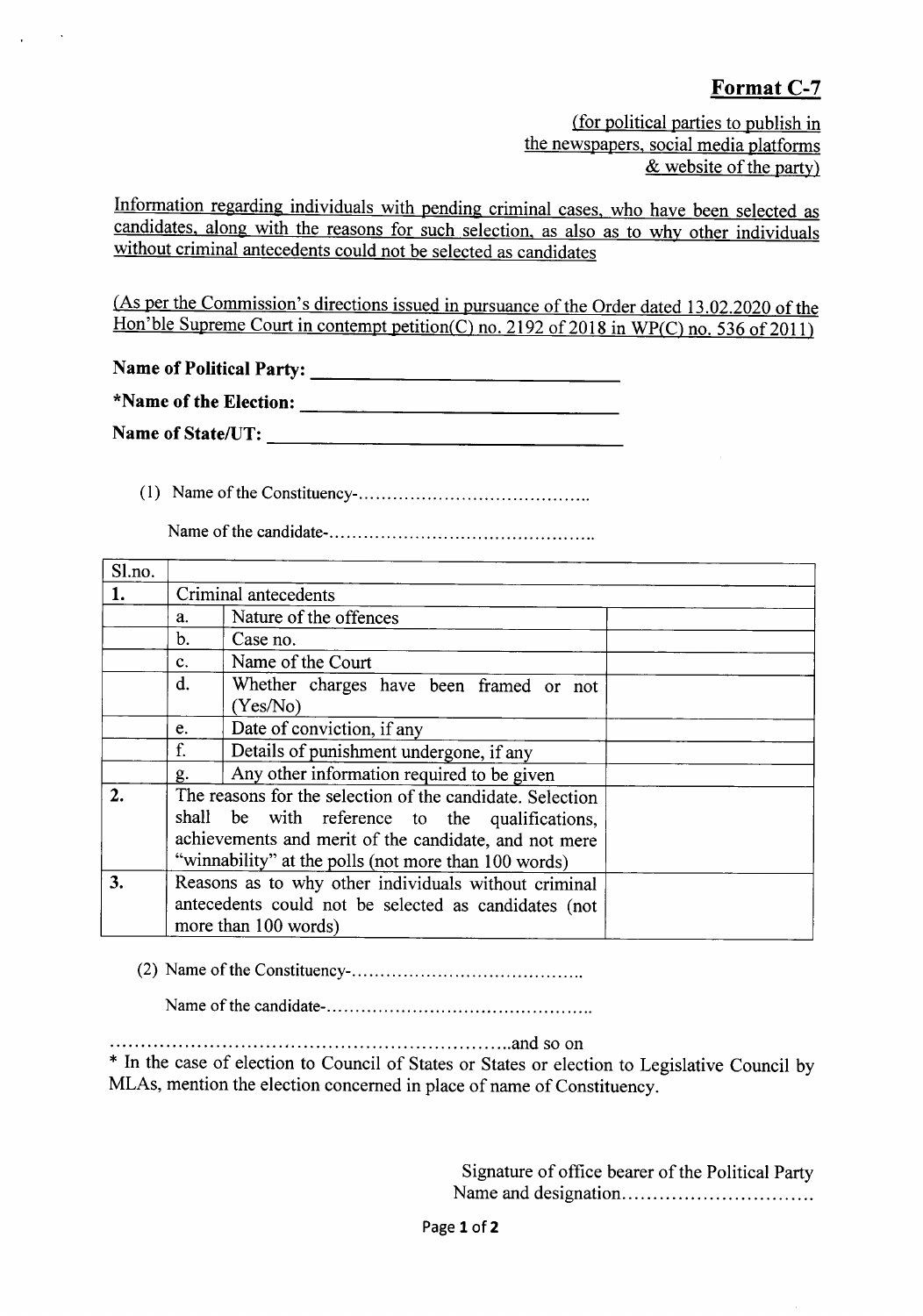## Format C-7

(for political parties to publish in the newspapers, social media platforms & website of the party)

Information regarding individuals with pending criminal cases, who have been selected as candidates, along with the reasons for such selection, as also as to why other individuals without criminal antecedents could not be selected as candidates

(As per the Commission's directions issued in pursuance of the Order dated 13.02.2020 of the Hon'ble Supreme Court in contempt petition(C) no. 2192 of 2018 in WP(C) no. 536 of 2011)

**Name of Political Party:** ______________________

***Name of the Election:** ______________________

**Name of State/UT:** ______________________

(1) Name of the Constituency-…………………………………..

Name of the candidate-………………………………………..

| Sl.no. | | | |
|---|---|---|---|
| **1.** | Criminal antecedents | | |
| | a. | Nature of the offences | |
| | b. | Case no. | |
| | c. | Name of the Court | |
| | d. | Whether charges have been framed or not (Yes/No) | |
| | e. | Date of conviction, if any | |
| | f. | Details of punishment undergone, if any | |
| | g. | Any other information required to be given | |
| **2.** | The reasons for the selection of the candidate. Selection shall be with reference to the qualifications, achievements and merit of the candidate, and not mere "winnability" at the polls (not more than 100 words) | | |
| **3.** | Reasons as to why other individuals without criminal antecedents could not be selected as candidates (not more than 100 words) | | |

(2) Name of the Constituency-…………………………………..

Name of the candidate-………………………………………..

…………………………………………………………..and so on

* In the case of election to Council of States or States or election to Legislative Council by MLAs, mention the election concerned in place of name of Constituency.

Signature of office bearer of the Political Party

Name and designation…………………………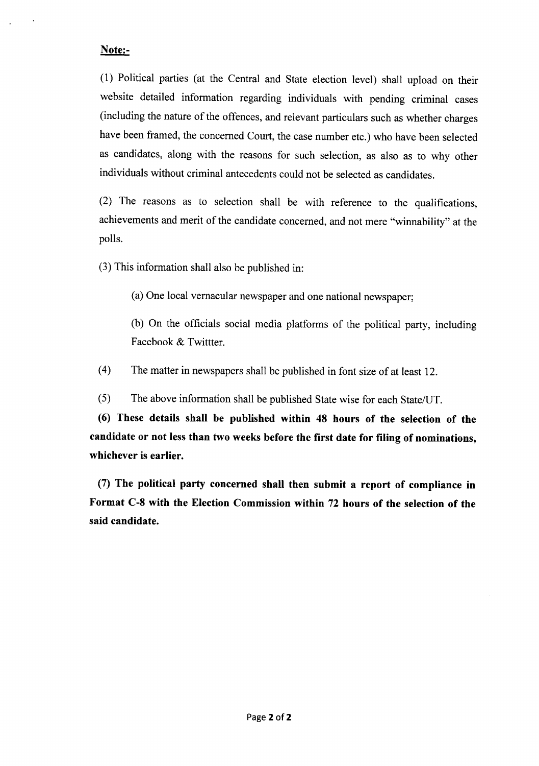**Note:-**

(1) Political parties (at the Central and State election level) shall upload on their website detailed information regarding individuals with pending criminal cases (including the nature of the offences, and relevant particulars such as whether charges have been framed, the concerned Court, the case number etc.) who have been selected as candidates, along with the reasons for such selection, as also as to why other individuals without criminal antecedents could not be selected as candidates.

(2) The reasons as to selection shall be with reference to the qualifications, achievements and merit of the candidate concerned, and not mere "winnability" at the polls.

(3) This information shall also be published in:

(a) One local vernacular newspaper and one national newspaper;

(b) On the officials social media platforms of the political party, including Facebook & Twittter.

(4) The matter in newspapers shall be published in font size of at least 12.

(5) The above information shall be published State wise for each State/UT.

**(6) These details shall be published within 48 hours of the selection of the candidate or not less than two weeks before the first date for filing of nominations, whichever is earlier.**

**(7) The political party concerned shall then submit a report of compliance in Format C-8 with the Election Commission within 72 hours of the selection of the said candidate.**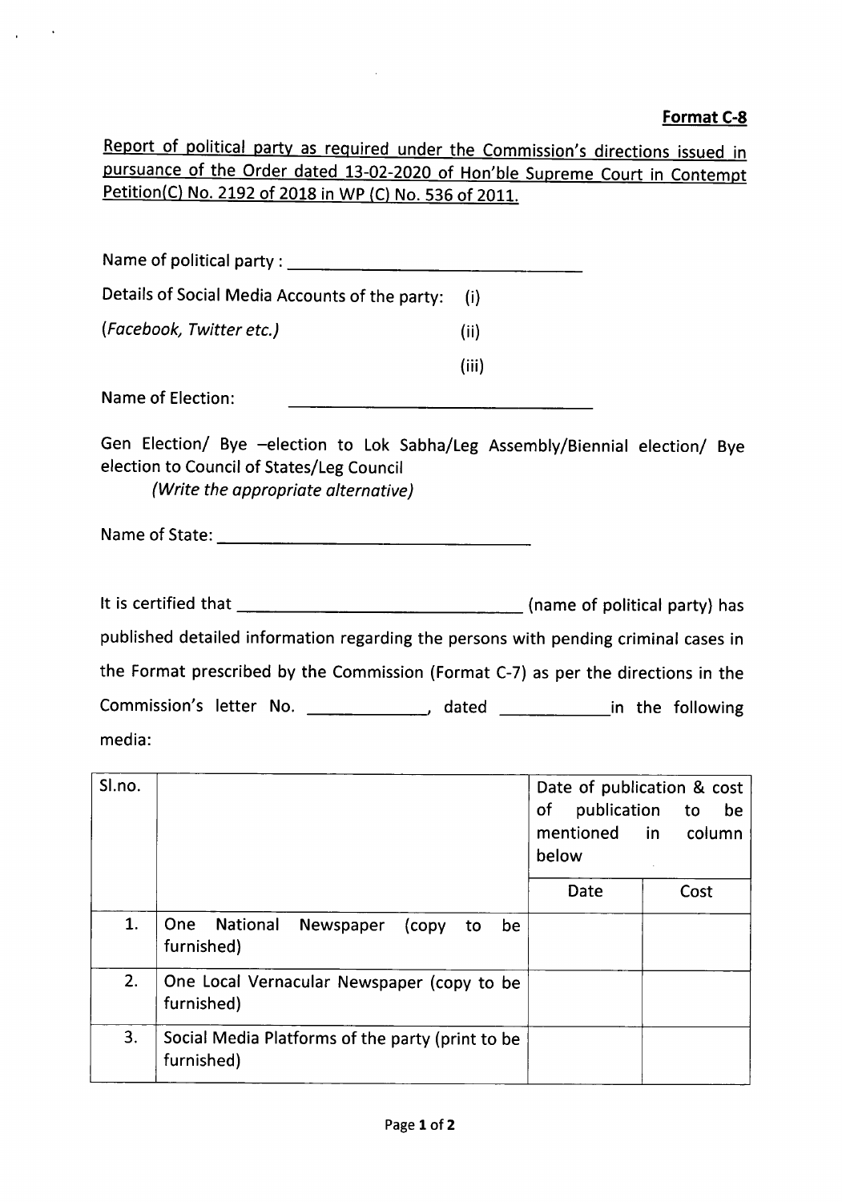**Format C-8**

Report of political party as required under the Commission's directions issued in pursuance of the Order dated 13-02-2020 of Hon'ble Supreme Court in Contempt Petition(C) No. 2192 of 2018 in WP (C) No. 536 of 2011.

Name of political party : ______________________________

Details of Social Media Accounts of the party: (i)

*(Facebook, Twitter etc.)* (ii)

(iii)

Name of Election: ______________________________

Gen Election/ Bye –election to Lok Sabha/Leg Assembly/Biennial election/ Bye election to Council of States/Leg Council
*(Write the appropriate alternative)*

Name of State: ______________________________

It is certified that ______________________________ (name of political party) has published detailed information regarding the persons with pending criminal cases in the Format prescribed by the Commission (Format C-7) as per the directions in the Commission's letter No. ____________, dated ___________in the following media:

| Sl.no. | | Date of publication & cost of publication to be mentioned in column below | |
|---|---|---|---|
| | | Date | Cost |
| 1. | One National Newspaper (copy to be furnished) | | |
| 2. | One Local Vernacular Newspaper (copy to be furnished) | | |
| 3. | Social Media Platforms of the party (print to be furnished) | | |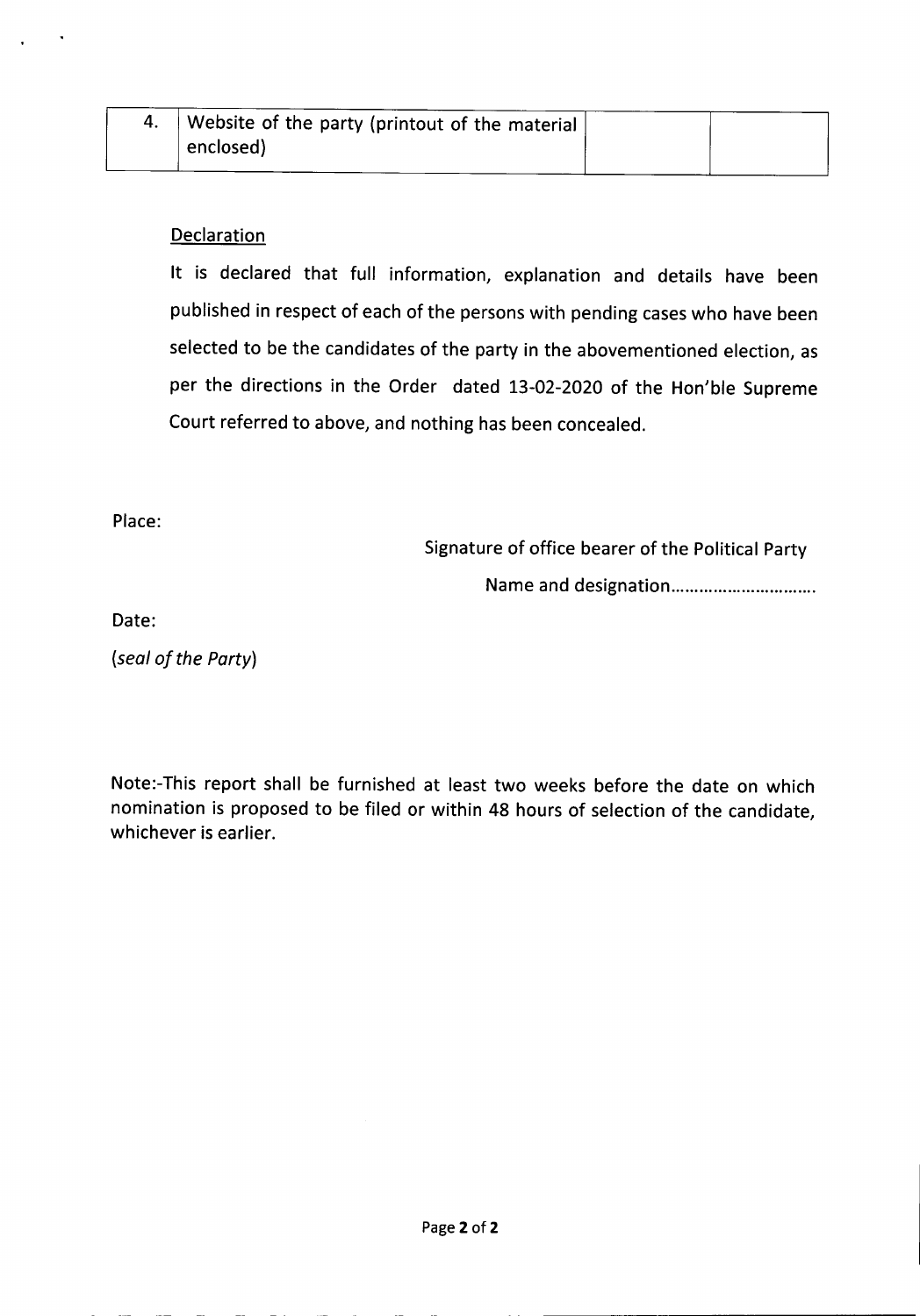| | | | |
|---|---|---|---|
| 4. | Website of the party (printout of the material enclosed) | | |

Declaration

It is declared that full information, explanation and details have been published in respect of each of the persons with pending cases who have been selected to be the candidates of the party in the abovementioned election, as per the directions in the Order dated 13-02-2020 of the Hon'ble Supreme Court referred to above, and nothing has been concealed.

Place:

Signature of office bearer of the Political Party

Name and designation………………………….

Date:

*(seal of the Party)*

Note:-This report shall be furnished at least two weeks before the date on which nomination is proposed to be filed or within 48 hours of selection of the candidate, whichever is earlier.